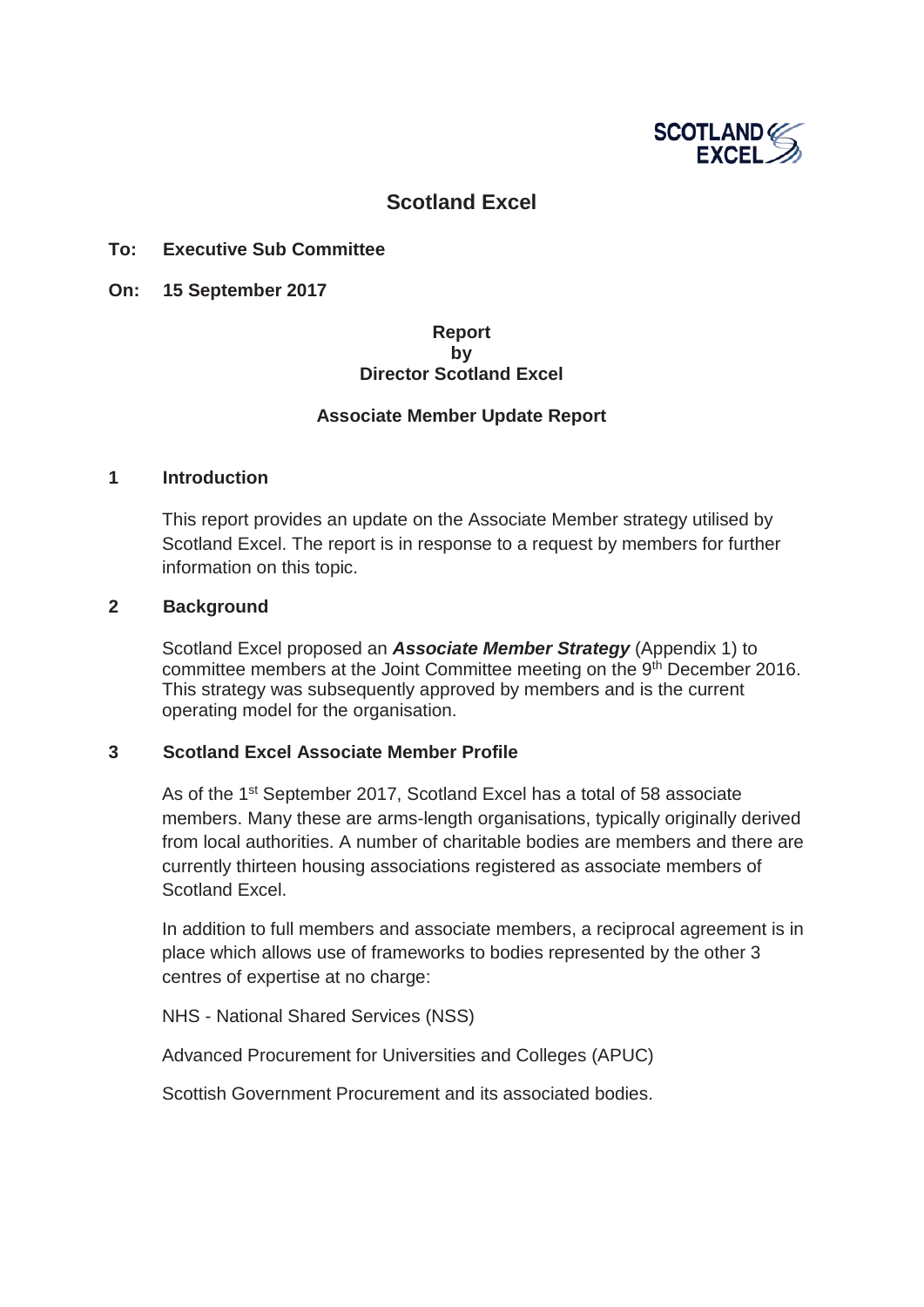# Scotland Excel

**To: Executive Sub Committee**

**On: 15 September 2017**

**Report**
**by**
**Director Scotland Excel**

**Associate Member Update Report**

## 1 Introduction

This report provides an update on the Associate Member strategy utilised by Scotland Excel. The report is in response to a request by members for further information on this topic.

## 2 Background

Scotland Excel proposed an ***Associate Member Strategy*** (Appendix 1) to committee members at the Joint Committee meeting on the 9th December 2016. This strategy was subsequently approved by members and is the current operating model for the organisation.

## 3 Scotland Excel Associate Member Profile

As of the 1st September 2017, Scotland Excel has a total of 58 associate members. Many these are arms-length organisations, typically originally derived from local authorities. A number of charitable bodies are members and there are currently thirteen housing associations registered as associate members of Scotland Excel.

In addition to full members and associate members, a reciprocal agreement is in place which allows use of frameworks to bodies represented by the other 3 centres of expertise at no charge:

NHS - National Shared Services (NSS)

Advanced Procurement for Universities and Colleges (APUC)

Scottish Government Procurement and its associated bodies.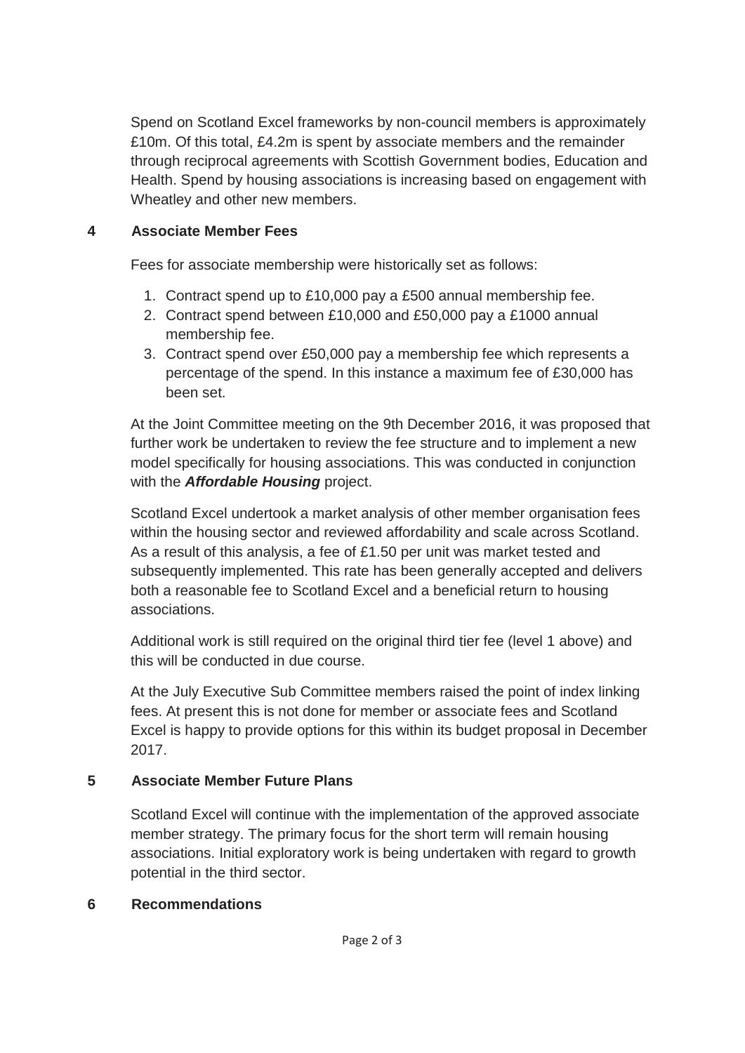Spend on Scotland Excel frameworks by non-council members is approximately £10m. Of this total, £4.2m is spent by associate members and the remainder through reciprocal agreements with Scottish Government bodies, Education and Health. Spend by housing associations is increasing based on engagement with Wheatley and other new members.

## 4 Associate Member Fees

Fees for associate membership were historically set as follows:

1. Contract spend up to £10,000 pay a £500 annual membership fee.
2. Contract spend between £10,000 and £50,000 pay a £1000 annual membership fee.
3. Contract spend over £50,000 pay a membership fee which represents a percentage of the spend. In this instance a maximum fee of £30,000 has been set.

At the Joint Committee meeting on the 9th December 2016, it was proposed that further work be undertaken to review the fee structure and to implement a new model specifically for housing associations. This was conducted in conjunction with the ***Affordable Housing*** project.

Scotland Excel undertook a market analysis of other member organisation fees within the housing sector and reviewed affordability and scale across Scotland. As a result of this analysis, a fee of £1.50 per unit was market tested and subsequently implemented. This rate has been generally accepted and delivers both a reasonable fee to Scotland Excel and a beneficial return to housing associations.

Additional work is still required on the original third tier fee (level 1 above) and this will be conducted in due course.

At the July Executive Sub Committee members raised the point of index linking fees. At present this is not done for member or associate fees and Scotland Excel is happy to provide options for this within its budget proposal in December 2017.

## 5 Associate Member Future Plans

Scotland Excel will continue with the implementation of the approved associate member strategy. The primary focus for the short term will remain housing associations. Initial exploratory work is being undertaken with regard to growth potential in the third sector.

## 6 Recommendations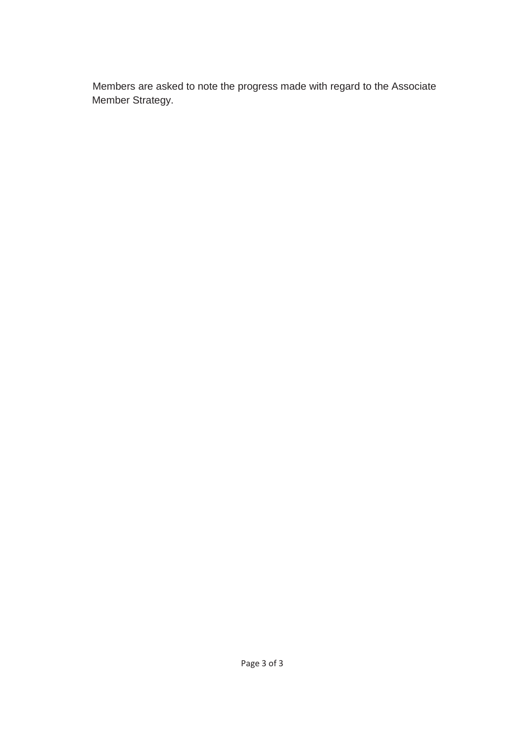Members are asked to note the progress made with regard to the Associate Member Strategy.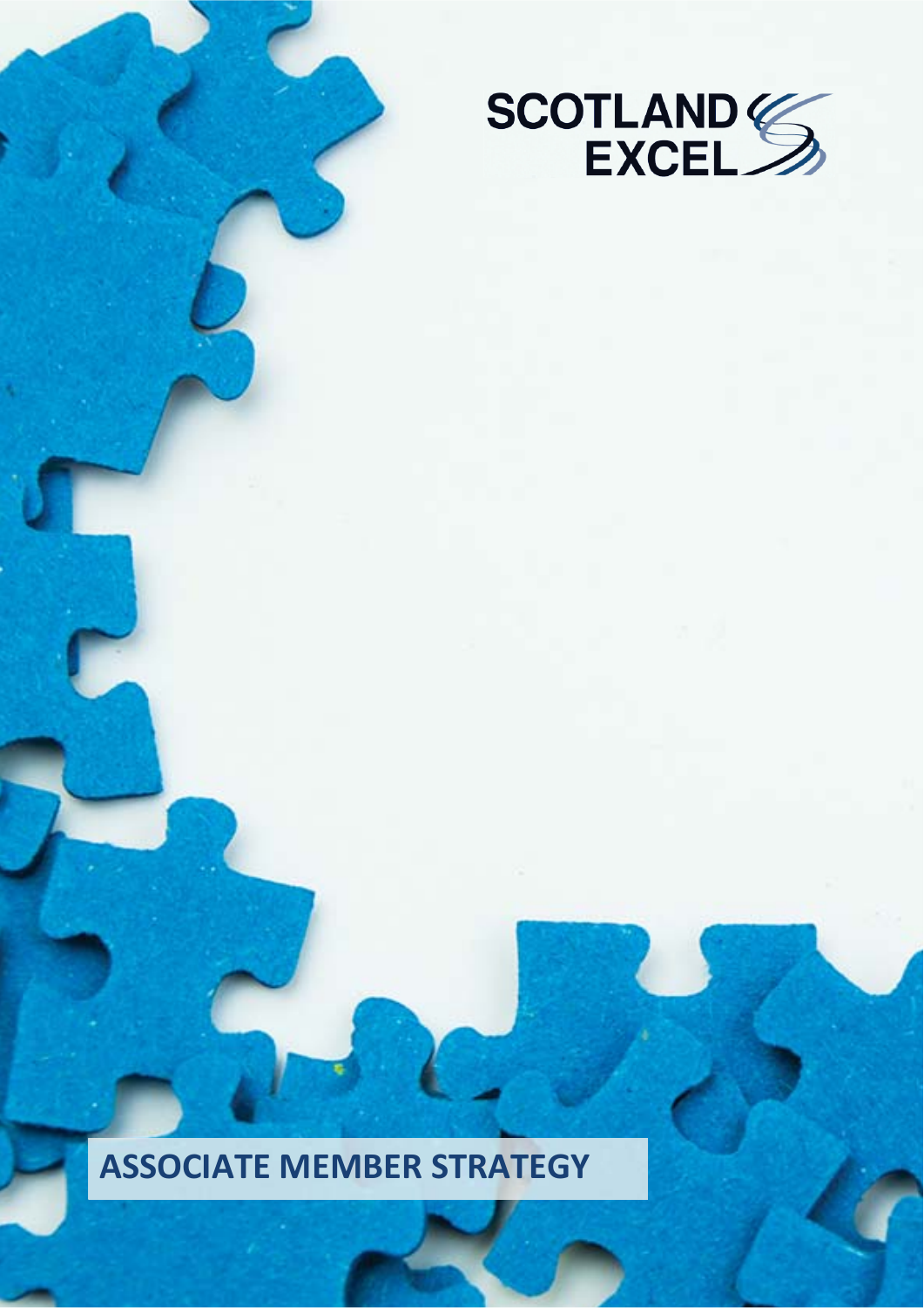SCOTLAND EXCEL

# ASSOCIATE MEMBER STRATEGY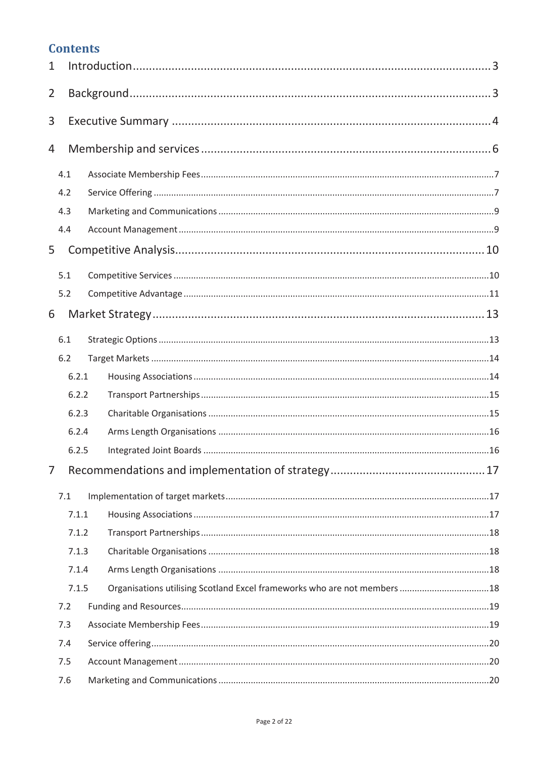## Contents

1 Introduction ..... 3

2 Background ..... 3

3 Executive Summary ..... 4

4 Membership and services ..... 6

- 4.1 Associate Membership Fees ..... 7
- 4.2 Service Offering ..... 7
- 4.3 Marketing and Communications ..... 9
- 4.4 Account Management ..... 9

5 Competitive Analysis ..... 10

- 5.1 Competitive Services ..... 10
- 5.2 Competitive Advantage ..... 11

6 Market Strategy ..... 13

- 6.1 Strategic Options ..... 13
- 6.2 Target Markets ..... 14
  - 6.2.1 Housing Associations ..... 14
  - 6.2.2 Transport Partnerships ..... 15
  - 6.2.3 Charitable Organisations ..... 15
  - 6.2.4 Arms Length Organisations ..... 16
  - 6.2.5 Integrated Joint Boards ..... 16

7 Recommendations and implementation of strategy ..... 17

- 7.1 Implementation of target markets ..... 17
  - 7.1.1 Housing Associations ..... 17
  - 7.1.2 Transport Partnerships ..... 18
  - 7.1.3 Charitable Organisations ..... 18
  - 7.1.4 Arms Length Organisations ..... 18
  - 7.1.5 Organisations utilising Scotland Excel frameworks who are not members ..... 18
- 7.2 Funding and Resources ..... 19
- 7.3 Associate Membership Fees ..... 19
- 7.4 Service offering ..... 20
- 7.5 Account Management ..... 20
- 7.6 Marketing and Communications ..... 20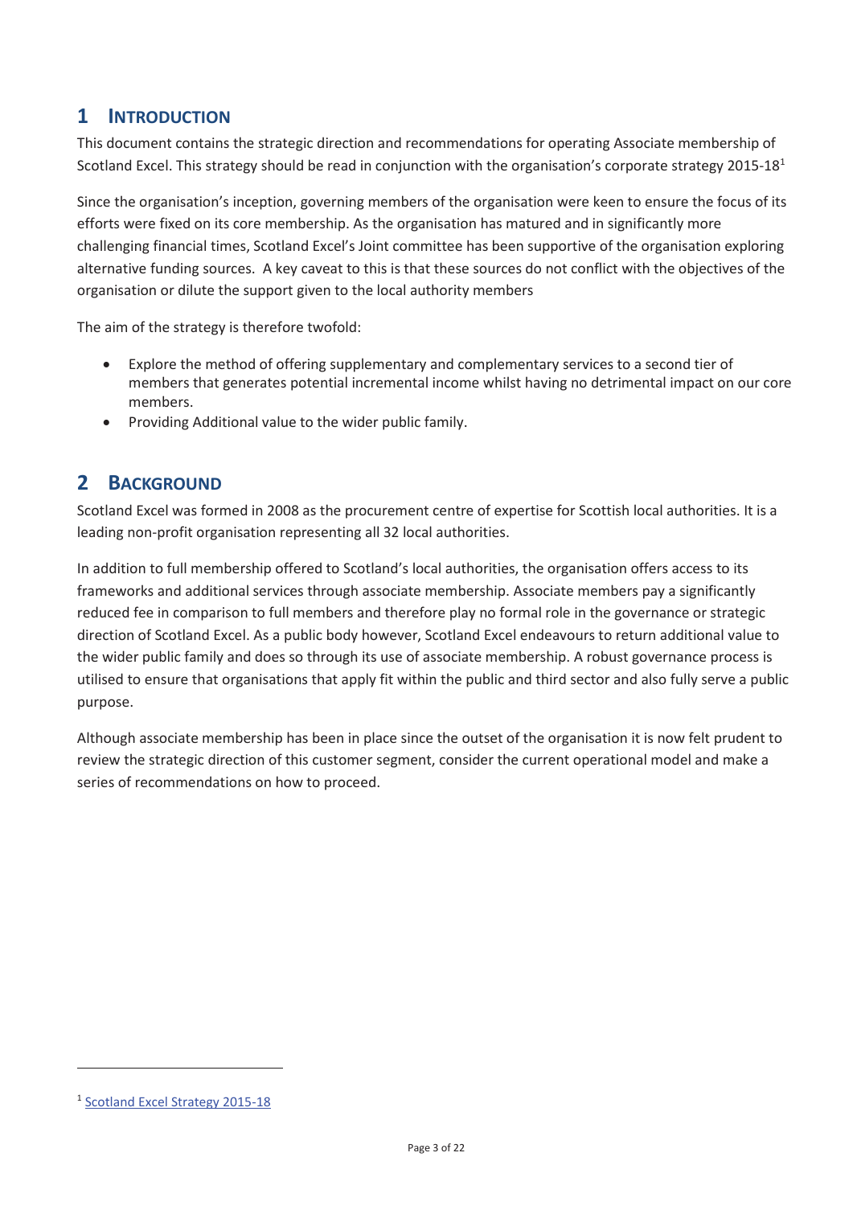# 1 Introduction

This document contains the strategic direction and recommendations for operating Associate membership of Scotland Excel. This strategy should be read in conjunction with the organisation's corporate strategy 2015-18[1]

Since the organisation's inception, governing members of the organisation were keen to ensure the focus of its efforts were fixed on its core membership. As the organisation has matured and in significantly more challenging financial times, Scotland Excel's Joint committee has been supportive of the organisation exploring alternative funding sources. A key caveat to this is that these sources do not conflict with the objectives of the organisation or dilute the support given to the local authority members

The aim of the strategy is therefore twofold:

- Explore the method of offering supplementary and complementary services to a second tier of members that generates potential incremental income whilst having no detrimental impact on our core members.
- Providing Additional value to the wider public family.

# 2 Background

Scotland Excel was formed in 2008 as the procurement centre of expertise for Scottish local authorities. It is a leading non-profit organisation representing all 32 local authorities.

In addition to full membership offered to Scotland's local authorities, the organisation offers access to its frameworks and additional services through associate membership. Associate members pay a significantly reduced fee in comparison to full members and therefore play no formal role in the governance or strategic direction of Scotland Excel. As a public body however, Scotland Excel endeavours to return additional value to the wider public family and does so through its use of associate membership. A robust governance process is utilised to ensure that organisations that apply fit within the public and third sector and also fully serve a public purpose.

Although associate membership has been in place since the outset of the organisation it is now felt prudent to review the strategic direction of this customer segment, consider the current operational model and make a series of recommendations on how to proceed.

[1] Scotland Excel Strategy 2015-18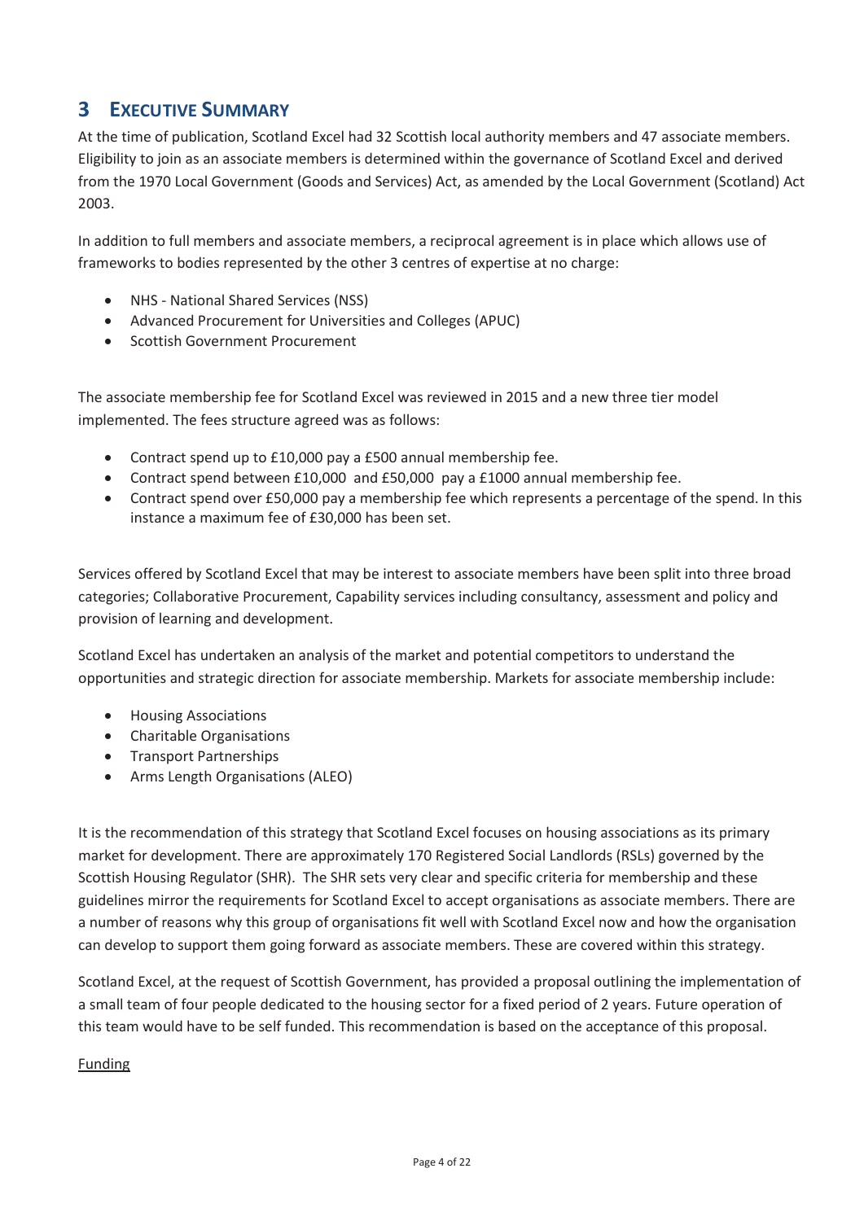## 3 EXECUTIVE SUMMARY

At the time of publication, Scotland Excel had 32 Scottish local authority members and 47 associate members. Eligibility to join as an associate members is determined within the governance of Scotland Excel and derived from the 1970 Local Government (Goods and Services) Act, as amended by the Local Government (Scotland) Act 2003.

In addition to full members and associate members, a reciprocal agreement is in place which allows use of frameworks to bodies represented by the other 3 centres of expertise at no charge:

- NHS - National Shared Services (NSS)
- Advanced Procurement for Universities and Colleges (APUC)
- Scottish Government Procurement

The associate membership fee for Scotland Excel was reviewed in 2015 and a new three tier model implemented. The fees structure agreed was as follows:

- Contract spend up to £10,000 pay a £500 annual membership fee.
- Contract spend between £10,000 and £50,000 pay a £1000 annual membership fee.
- Contract spend over £50,000 pay a membership fee which represents a percentage of the spend. In this instance a maximum fee of £30,000 has been set.

Services offered by Scotland Excel that may be interest to associate members have been split into three broad categories; Collaborative Procurement, Capability services including consultancy, assessment and policy and provision of learning and development.

Scotland Excel has undertaken an analysis of the market and potential competitors to understand the opportunities and strategic direction for associate membership. Markets for associate membership include:

- Housing Associations
- Charitable Organisations
- Transport Partnerships
- Arms Length Organisations (ALEO)

It is the recommendation of this strategy that Scotland Excel focuses on housing associations as its primary market for development. There are approximately 170 Registered Social Landlords (RSLs) governed by the Scottish Housing Regulator (SHR). The SHR sets very clear and specific criteria for membership and these guidelines mirror the requirements for Scotland Excel to accept organisations as associate members. There are a number of reasons why this group of organisations fit well with Scotland Excel now and how the organisation can develop to support them going forward as associate members. These are covered within this strategy.

Scotland Excel, at the request of Scottish Government, has provided a proposal outlining the implementation of a small team of four people dedicated to the housing sector for a fixed period of 2 years. Future operation of this team would have to be self funded. This recommendation is based on the acceptance of this proposal.

Funding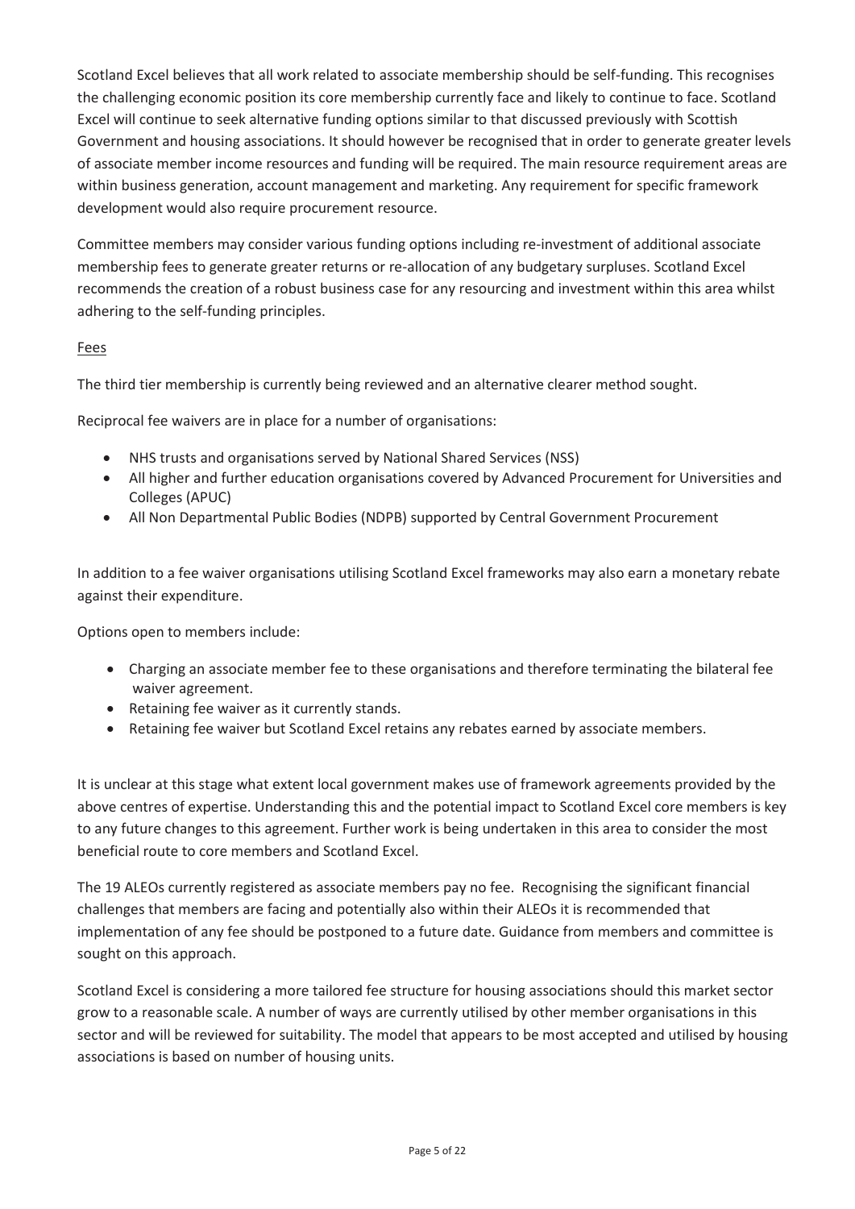Scotland Excel believes that all work related to associate membership should be self-funding. This recognises the challenging economic position its core membership currently face and likely to continue to face. Scotland Excel will continue to seek alternative funding options similar to that discussed previously with Scottish Government and housing associations. It should however be recognised that in order to generate greater levels of associate member income resources and funding will be required. The main resource requirement areas are within business generation, account management and marketing. Any requirement for specific framework development would also require procurement resource.

Committee members may consider various funding options including re-investment of additional associate membership fees to generate greater returns or re-allocation of any budgetary surpluses. Scotland Excel recommends the creation of a robust business case for any resourcing and investment within this area whilst adhering to the self-funding principles.

<u>Fees</u>

The third tier membership is currently being reviewed and an alternative clearer method sought.

Reciprocal fee waivers are in place for a number of organisations:

- NHS trusts and organisations served by National Shared Services (NSS)
- All higher and further education organisations covered by Advanced Procurement for Universities and Colleges (APUC)
- All Non Departmental Public Bodies (NDPB) supported by Central Government Procurement

In addition to a fee waiver organisations utilising Scotland Excel frameworks may also earn a monetary rebate against their expenditure.

Options open to members include:

- Charging an associate member fee to these organisations and therefore terminating the bilateral fee waiver agreement.
- Retaining fee waiver as it currently stands.
- Retaining fee waiver but Scotland Excel retains any rebates earned by associate members.

It is unclear at this stage what extent local government makes use of framework agreements provided by the above centres of expertise. Understanding this and the potential impact to Scotland Excel core members is key to any future changes to this agreement. Further work is being undertaken in this area to consider the most beneficial route to core members and Scotland Excel.

The 19 ALEOs currently registered as associate members pay no fee. Recognising the significant financial challenges that members are facing and potentially also within their ALEOs it is recommended that implementation of any fee should be postponed to a future date. Guidance from members and committee is sought on this approach.

Scotland Excel is considering a more tailored fee structure for housing associations should this market sector grow to a reasonable scale. A number of ways are currently utilised by other member organisations in this sector and will be reviewed for suitability. The model that appears to be most accepted and utilised by housing associations is based on number of housing units.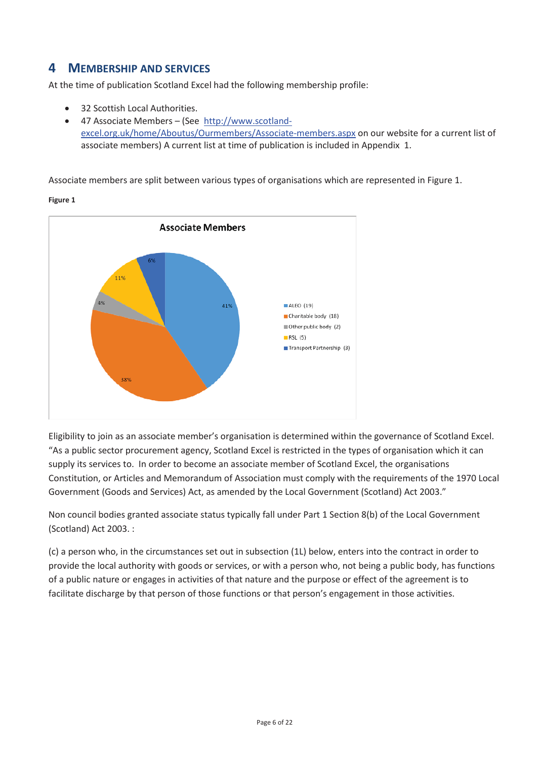## 4 MEMBERSHIP AND SERVICES

At the time of publication Scotland Excel had the following membership profile:

- 32 Scottish Local Authorities.
- 47 Associate Members – (See http://www.scotland-excel.org.uk/home/Aboutus/Ourmembers/Associate-members.aspx on our website for a current list of associate members) A current list at time of publication is included in Appendix 1.

Associate members are split between various types of organisations which are represented in Figure 1.

**Figure 1**

**Associate Members**

- ALEO (19) – 41%
- Charitable body (18) – 38%
- Other public body (2) – 4%
- RSL (5) – 11%
- Transport Partnership (3) – 6%

Eligibility to join as an associate member's organisation is determined within the governance of Scotland Excel. "As a public sector procurement agency, Scotland Excel is restricted in the types of organisation which it can supply its services to. In order to become an associate member of Scotland Excel, the organisations Constitution, or Articles and Memorandum of Association must comply with the requirements of the 1970 Local Government (Goods and Services) Act, as amended by the Local Government (Scotland) Act 2003."

Non council bodies granted associate status typically fall under Part 1 Section 8(b) of the Local Government (Scotland) Act 2003. :

(c) a person who, in the circumstances set out in subsection (1L) below, enters into the contract in order to provide the local authority with goods or services, or with a person who, not being a public body, has functions of a public nature or engages in activities of that nature and the purpose or effect of the agreement is to facilitate discharge by that person of those functions or that person's engagement in those activities.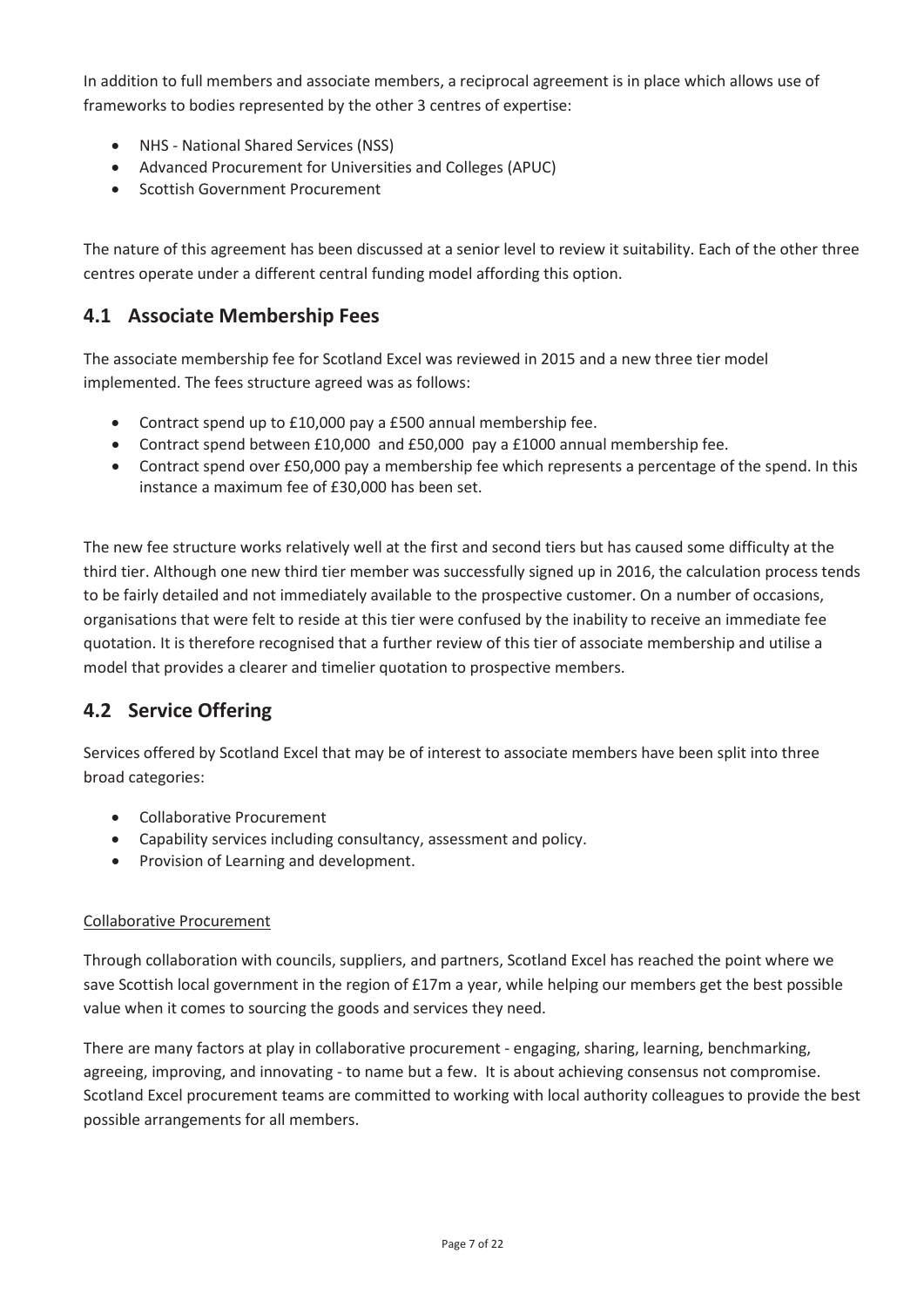In addition to full members and associate members, a reciprocal agreement is in place which allows use of frameworks to bodies represented by the other 3 centres of expertise:

- NHS - National Shared Services (NSS)
- Advanced Procurement for Universities and Colleges (APUC)
- Scottish Government Procurement

The nature of this agreement has been discussed at a senior level to review it suitability. Each of the other three centres operate under a different central funding model affording this option.

## 4.1 Associate Membership Fees

The associate membership fee for Scotland Excel was reviewed in 2015 and a new three tier model implemented. The fees structure agreed was as follows:

- Contract spend up to £10,000 pay a £500 annual membership fee.
- Contract spend between £10,000 and £50,000 pay a £1000 annual membership fee.
- Contract spend over £50,000 pay a membership fee which represents a percentage of the spend. In this instance a maximum fee of £30,000 has been set.

The new fee structure works relatively well at the first and second tiers but has caused some difficulty at the third tier. Although one new third tier member was successfully signed up in 2016, the calculation process tends to be fairly detailed and not immediately available to the prospective customer. On a number of occasions, organisations that were felt to reside at this tier were confused by the inability to receive an immediate fee quotation. It is therefore recognised that a further review of this tier of associate membership and utilise a model that provides a clearer and timelier quotation to prospective members.

## 4.2 Service Offering

Services offered by Scotland Excel that may be of interest to associate members have been split into three broad categories:

- Collaborative Procurement
- Capability services including consultancy, assessment and policy.
- Provision of Learning and development.

Collaborative Procurement

Through collaboration with councils, suppliers, and partners, Scotland Excel has reached the point where we save Scottish local government in the region of £17m a year, while helping our members get the best possible value when it comes to sourcing the goods and services they need.

There are many factors at play in collaborative procurement - engaging, sharing, learning, benchmarking, agreeing, improving, and innovating - to name but a few. It is about achieving consensus not compromise. Scotland Excel procurement teams are committed to working with local authority colleagues to provide the best possible arrangements for all members.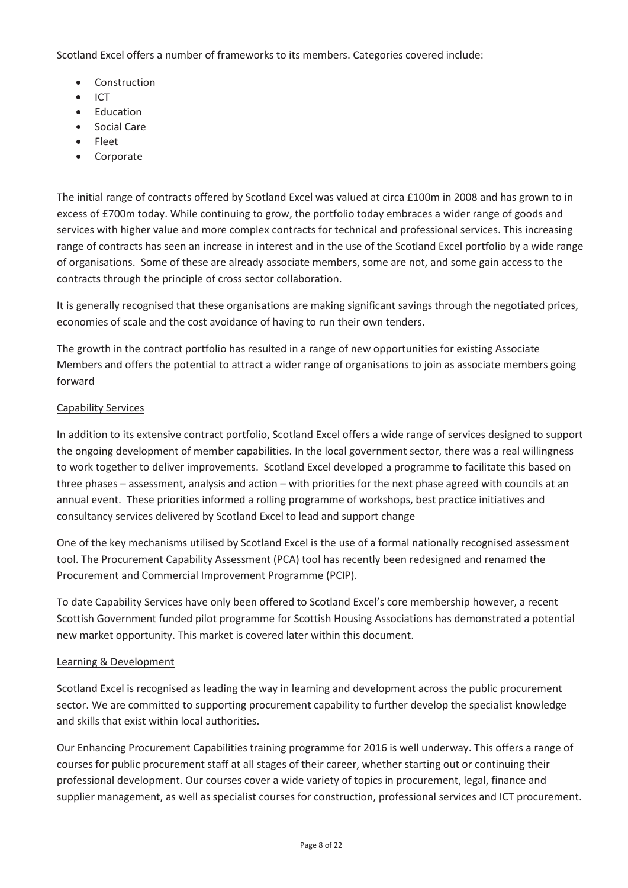Scotland Excel offers a number of frameworks to its members. Categories covered include:

- Construction
- ICT
- Education
- Social Care
- Fleet
- Corporate

The initial range of contracts offered by Scotland Excel was valued at circa £100m in 2008 and has grown to in excess of £700m today. While continuing to grow, the portfolio today embraces a wider range of goods and services with higher value and more complex contracts for technical and professional services. This increasing range of contracts has seen an increase in interest and in the use of the Scotland Excel portfolio by a wide range of organisations. Some of these are already associate members, some are not, and some gain access to the contracts through the principle of cross sector collaboration.

It is generally recognised that these organisations are making significant savings through the negotiated prices, economies of scale and the cost avoidance of having to run their own tenders.

The growth in the contract portfolio has resulted in a range of new opportunities for existing Associate Members and offers the potential to attract a wider range of organisations to join as associate members going forward

### Capability Services

In addition to its extensive contract portfolio, Scotland Excel offers a wide range of services designed to support the ongoing development of member capabilities. In the local government sector, there was a real willingness to work together to deliver improvements. Scotland Excel developed a programme to facilitate this based on three phases – assessment, analysis and action – with priorities for the next phase agreed with councils at an annual event. These priorities informed a rolling programme of workshops, best practice initiatives and consultancy services delivered by Scotland Excel to lead and support change

One of the key mechanisms utilised by Scotland Excel is the use of a formal nationally recognised assessment tool. The Procurement Capability Assessment (PCA) tool has recently been redesigned and renamed the Procurement and Commercial Improvement Programme (PCIP).

To date Capability Services have only been offered to Scotland Excel's core membership however, a recent Scottish Government funded pilot programme for Scottish Housing Associations has demonstrated a potential new market opportunity. This market is covered later within this document.

### Learning & Development

Scotland Excel is recognised as leading the way in learning and development across the public procurement sector. We are committed to supporting procurement capability to further develop the specialist knowledge and skills that exist within local authorities.

Our Enhancing Procurement Capabilities training programme for 2016 is well underway. This offers a range of courses for public procurement staff at all stages of their career, whether starting out or continuing their professional development. Our courses cover a wide variety of topics in procurement, legal, finance and supplier management, as well as specialist courses for construction, professional services and ICT procurement.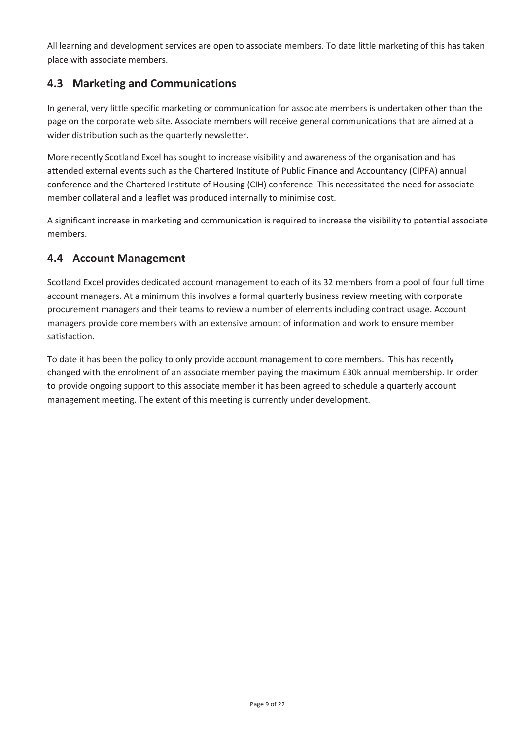All learning and development services are open to associate members. To date little marketing of this has taken place with associate members.

## 4.3 Marketing and Communications

In general, very little specific marketing or communication for associate members is undertaken other than the page on the corporate web site. Associate members will receive general communications that are aimed at a wider distribution such as the quarterly newsletter.

More recently Scotland Excel has sought to increase visibility and awareness of the organisation and has attended external events such as the Chartered Institute of Public Finance and Accountancy (CIPFA) annual conference and the Chartered Institute of Housing (CIH) conference. This necessitated the need for associate member collateral and a leaflet was produced internally to minimise cost.

A significant increase in marketing and communication is required to increase the visibility to potential associate members.

## 4.4 Account Management

Scotland Excel provides dedicated account management to each of its 32 members from a pool of four full time account managers. At a minimum this involves a formal quarterly business review meeting with corporate procurement managers and their teams to review a number of elements including contract usage. Account managers provide core members with an extensive amount of information and work to ensure member satisfaction.

To date it has been the policy to only provide account management to core members. This has recently changed with the enrolment of an associate member paying the maximum £30k annual membership. In order to provide ongoing support to this associate member it has been agreed to schedule a quarterly account management meeting. The extent of this meeting is currently under development.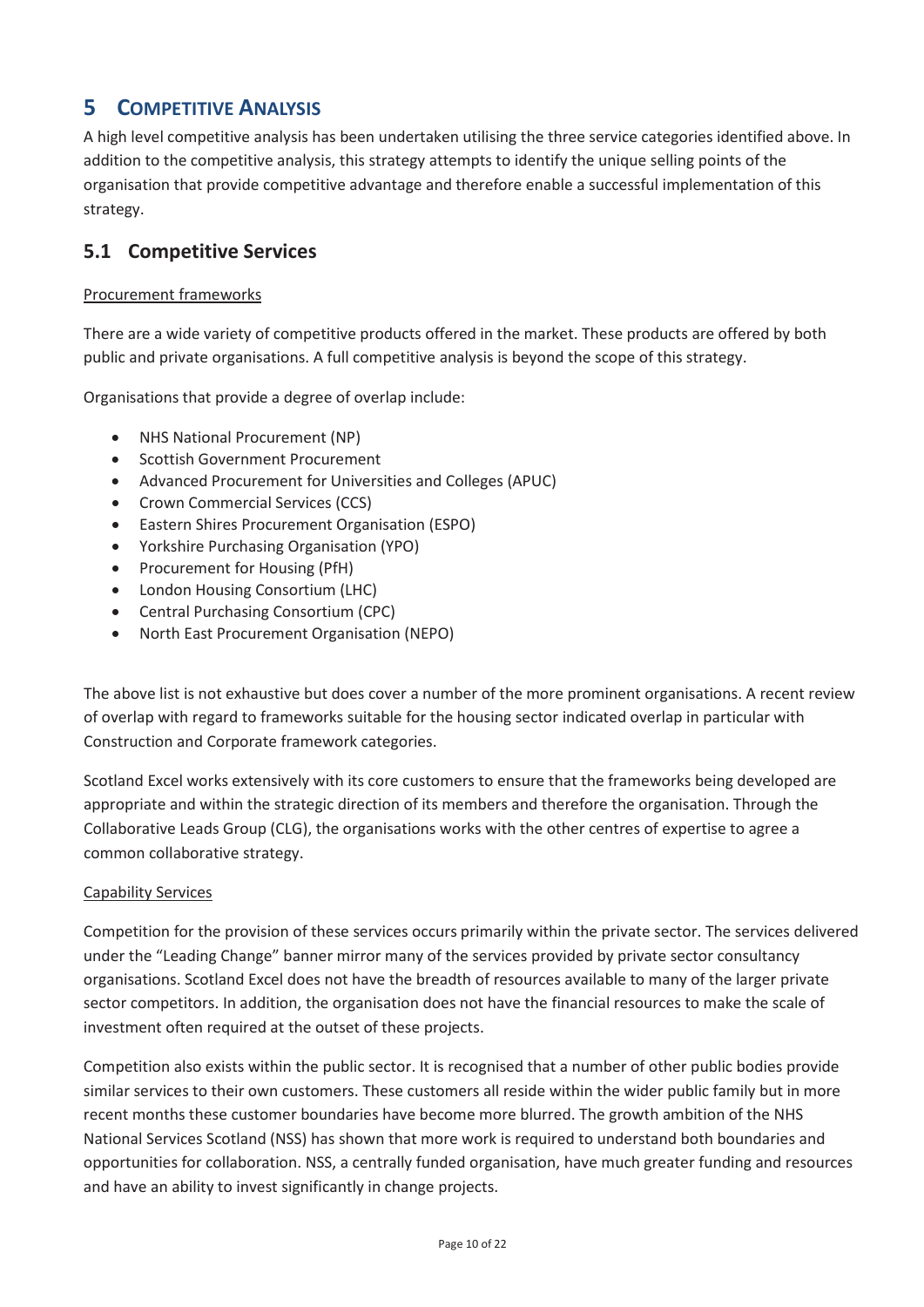# 5 COMPETITIVE ANALYSIS

A high level competitive analysis has been undertaken utilising the three service categories identified above. In addition to the competitive analysis, this strategy attempts to identify the unique selling points of the organisation that provide competitive advantage and therefore enable a successful implementation of this strategy.

## 5.1 Competitive Services

Procurement frameworks

There are a wide variety of competitive products offered in the market. These products are offered by both public and private organisations. A full competitive analysis is beyond the scope of this strategy.

Organisations that provide a degree of overlap include:

- NHS National Procurement (NP)
- Scottish Government Procurement
- Advanced Procurement for Universities and Colleges (APUC)
- Crown Commercial Services (CCS)
- Eastern Shires Procurement Organisation (ESPO)
- Yorkshire Purchasing Organisation (YPO)
- Procurement for Housing (PfH)
- London Housing Consortium (LHC)
- Central Purchasing Consortium (CPC)
- North East Procurement Organisation (NEPO)

The above list is not exhaustive but does cover a number of the more prominent organisations. A recent review of overlap with regard to frameworks suitable for the housing sector indicated overlap in particular with Construction and Corporate framework categories.

Scotland Excel works extensively with its core customers to ensure that the frameworks being developed are appropriate and within the strategic direction of its members and therefore the organisation. Through the Collaborative Leads Group (CLG), the organisations works with the other centres of expertise to agree a common collaborative strategy.

Capability Services

Competition for the provision of these services occurs primarily within the private sector. The services delivered under the "Leading Change" banner mirror many of the services provided by private sector consultancy organisations. Scotland Excel does not have the breadth of resources available to many of the larger private sector competitors. In addition, the organisation does not have the financial resources to make the scale of investment often required at the outset of these projects.

Competition also exists within the public sector. It is recognised that a number of other public bodies provide similar services to their own customers. These customers all reside within the wider public family but in more recent months these customer boundaries have become more blurred. The growth ambition of the NHS National Services Scotland (NSS) has shown that more work is required to understand both boundaries and opportunities for collaboration. NSS, a centrally funded organisation, have much greater funding and resources and have an ability to invest significantly in change projects.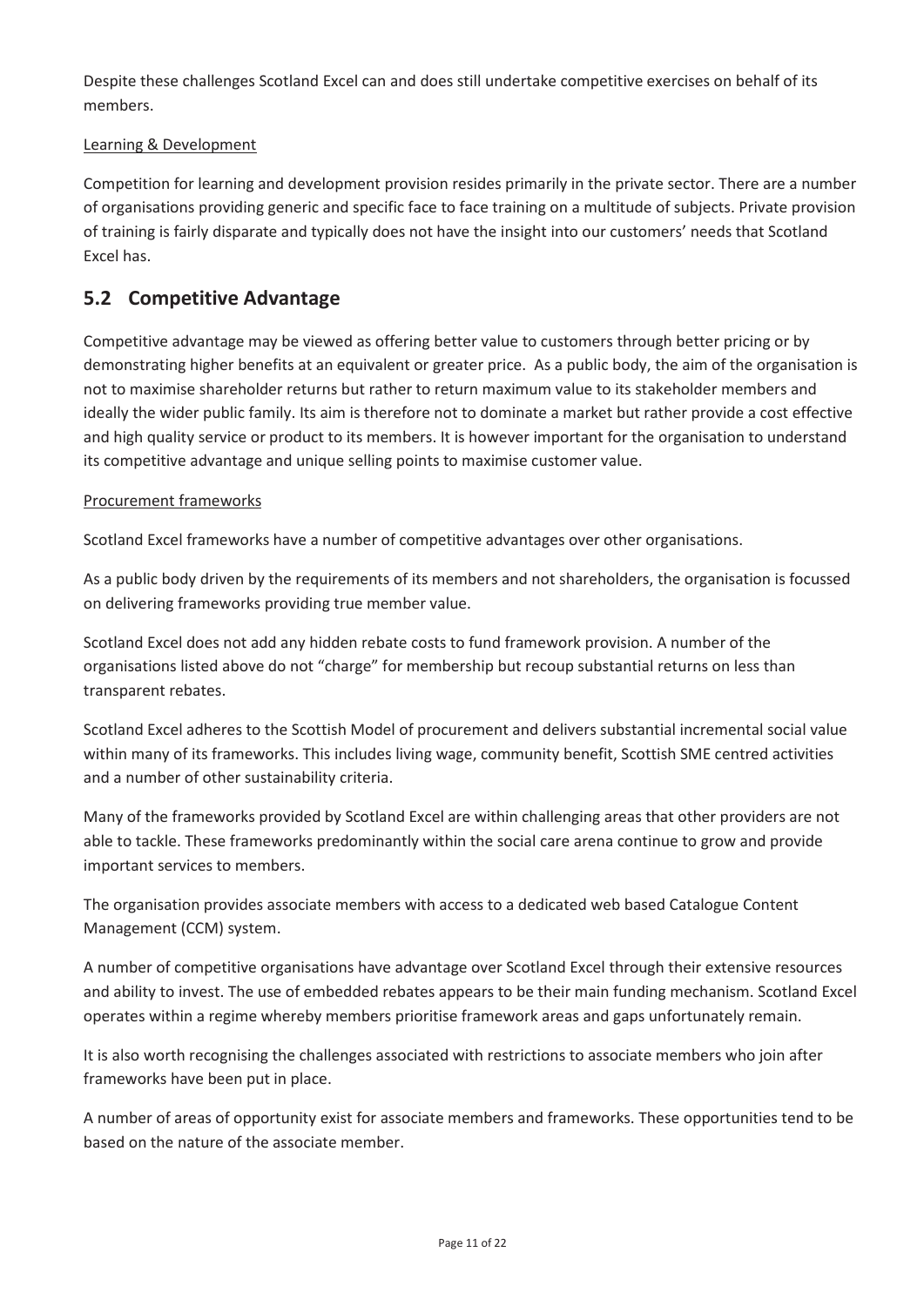Despite these challenges Scotland Excel can and does still undertake competitive exercises on behalf of its members.

Learning & Development

Competition for learning and development provision resides primarily in the private sector. There are a number of organisations providing generic and specific face to face training on a multitude of subjects. Private provision of training is fairly disparate and typically does not have the insight into our customers' needs that Scotland Excel has.

## 5.2 Competitive Advantage

Competitive advantage may be viewed as offering better value to customers through better pricing or by demonstrating higher benefits at an equivalent or greater price. As a public body, the aim of the organisation is not to maximise shareholder returns but rather to return maximum value to its stakeholder members and ideally the wider public family. Its aim is therefore not to dominate a market but rather provide a cost effective and high quality service or product to its members. It is however important for the organisation to understand its competitive advantage and unique selling points to maximise customer value.

Procurement frameworks

Scotland Excel frameworks have a number of competitive advantages over other organisations.

As a public body driven by the requirements of its members and not shareholders, the organisation is focussed on delivering frameworks providing true member value.

Scotland Excel does not add any hidden rebate costs to fund framework provision. A number of the organisations listed above do not "charge" for membership but recoup substantial returns on less than transparent rebates.

Scotland Excel adheres to the Scottish Model of procurement and delivers substantial incremental social value within many of its frameworks. This includes living wage, community benefit, Scottish SME centred activities and a number of other sustainability criteria.

Many of the frameworks provided by Scotland Excel are within challenging areas that other providers are not able to tackle. These frameworks predominantly within the social care arena continue to grow and provide important services to members.

The organisation provides associate members with access to a dedicated web based Catalogue Content Management (CCM) system.

A number of competitive organisations have advantage over Scotland Excel through their extensive resources and ability to invest. The use of embedded rebates appears to be their main funding mechanism. Scotland Excel operates within a regime whereby members prioritise framework areas and gaps unfortunately remain.

It is also worth recognising the challenges associated with restrictions to associate members who join after frameworks have been put in place.

A number of areas of opportunity exist for associate members and frameworks. These opportunities tend to be based on the nature of the associate member.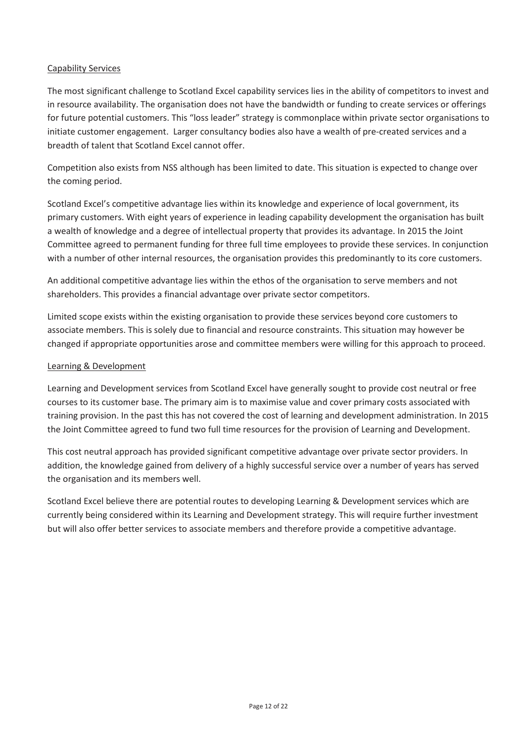Capability Services

The most significant challenge to Scotland Excel capability services lies in the ability of competitors to invest and in resource availability. The organisation does not have the bandwidth or funding to create services or offerings for future potential customers. This "loss leader" strategy is commonplace within private sector organisations to initiate customer engagement.  Larger consultancy bodies also have a wealth of pre-created services and a breadth of talent that Scotland Excel cannot offer.

Competition also exists from NSS although has been limited to date. This situation is expected to change over the coming period.

Scotland Excel's competitive advantage lies within its knowledge and experience of local government, its primary customers. With eight years of experience in leading capability development the organisation has built a wealth of knowledge and a degree of intellectual property that provides its advantage. In 2015 the Joint Committee agreed to permanent funding for three full time employees to provide these services. In conjunction with a number of other internal resources, the organisation provides this predominantly to its core customers.

An additional competitive advantage lies within the ethos of the organisation to serve members and not shareholders. This provides a financial advantage over private sector competitors.

Limited scope exists within the existing organisation to provide these services beyond core customers to associate members. This is solely due to financial and resource constraints. This situation may however be changed if appropriate opportunities arose and committee members were willing for this approach to proceed.

Learning & Development

Learning and Development services from Scotland Excel have generally sought to provide cost neutral or free courses to its customer base. The primary aim is to maximise value and cover primary costs associated with training provision. In the past this has not covered the cost of learning and development administration. In 2015 the Joint Committee agreed to fund two full time resources for the provision of Learning and Development.

This cost neutral approach has provided significant competitive advantage over private sector providers. In addition, the knowledge gained from delivery of a highly successful service over a number of years has served the organisation and its members well.

Scotland Excel believe there are potential routes to developing Learning & Development services which are currently being considered within its Learning and Development strategy. This will require further investment but will also offer better services to associate members and therefore provide a competitive advantage.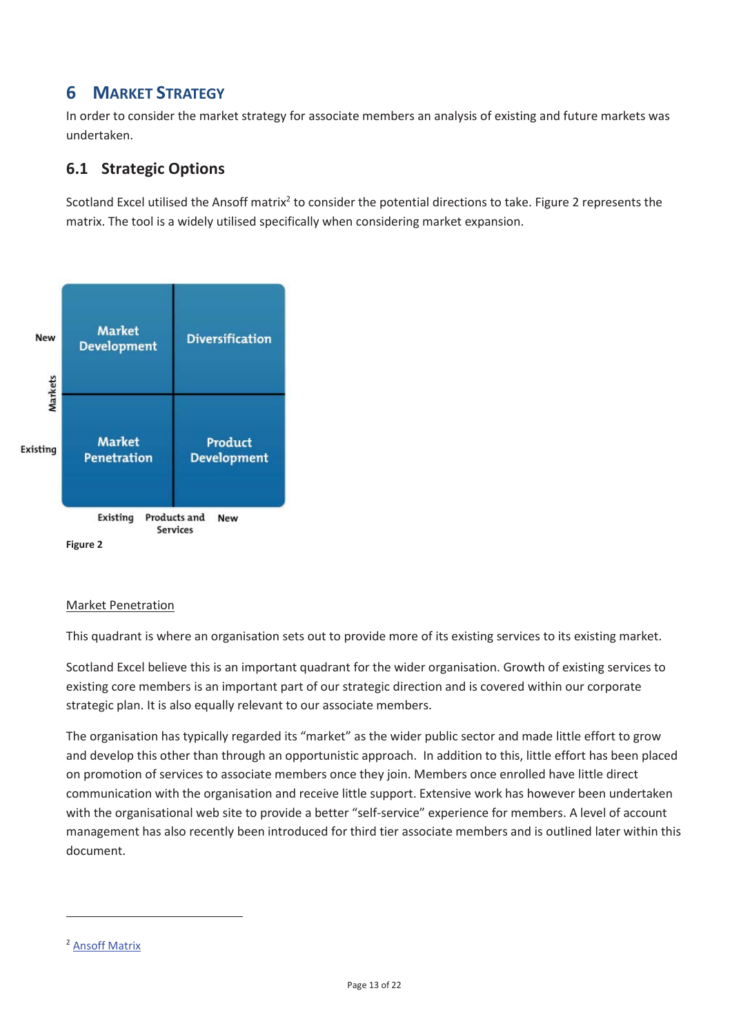## 6 Market Strategy

In order to consider the market strategy for associate members an analysis of existing and future markets was undertaken.

### 6.1 Strategic Options

Scotland Excel utilised the Ansoff matrix[2] to consider the potential directions to take. Figure 2 represents the matrix. The tool is a widely utilised specifically when considering market expansion.

| Markets \ Products and Services | Existing | New |
|---|---|---|
| New | Market Development | Diversification |
| Existing | Market Penetration | Product Development |

**Figure 2**

Market Penetration

This quadrant is where an organisation sets out to provide more of its existing services to its existing market.

Scotland Excel believe this is an important quadrant for the wider organisation. Growth of existing services to existing core members is an important part of our strategic direction and is covered within our corporate strategic plan. It is also equally relevant to our associate members.

The organisation has typically regarded its "market" as the wider public sector and made little effort to grow and develop this other than through an opportunistic approach. In addition to this, little effort has been placed on promotion of services to associate members once they join. Members once enrolled have little direct communication with the organisation and receive little support. Extensive work has however been undertaken with the organisational web site to provide a better "self-service" experience for members. A level of account management has also recently been introduced for third tier associate members and is outlined later within this document.

[2] Ansoff Matrix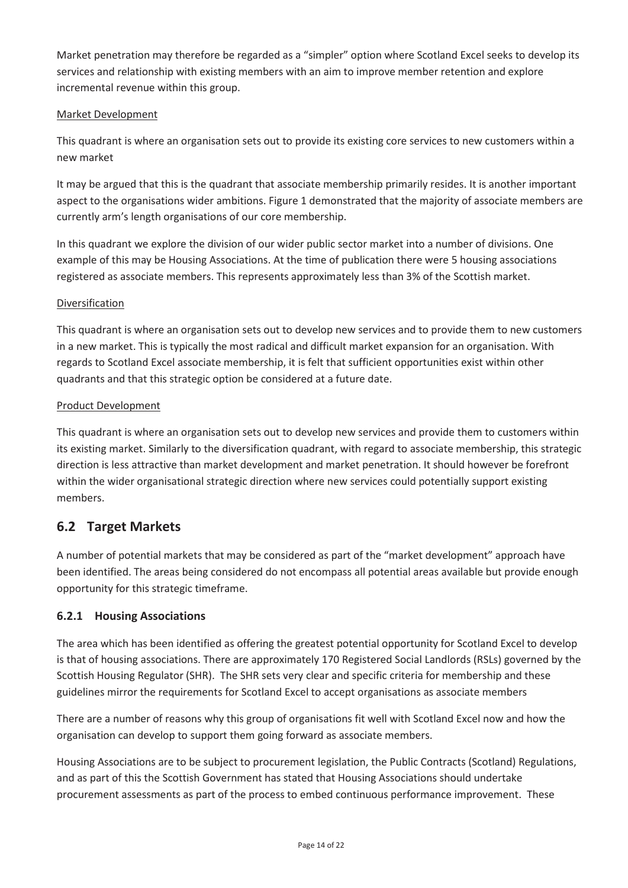Market penetration may therefore be regarded as a "simpler" option where Scotland Excel seeks to develop its services and relationship with existing members with an aim to improve member retention and explore incremental revenue within this group.

Market Development

This quadrant is where an organisation sets out to provide its existing core services to new customers within a new market

It may be argued that this is the quadrant that associate membership primarily resides. It is another important aspect to the organisations wider ambitions. Figure 1 demonstrated that the majority of associate members are currently arm's length organisations of our core membership.

In this quadrant we explore the division of our wider public sector market into a number of divisions. One example of this may be Housing Associations. At the time of publication there were 5 housing associations registered as associate members. This represents approximately less than 3% of the Scottish market.

Diversification

This quadrant is where an organisation sets out to develop new services and to provide them to new customers in a new market. This is typically the most radical and difficult market expansion for an organisation. With regards to Scotland Excel associate membership, it is felt that sufficient opportunities exist within other quadrants and that this strategic option be considered at a future date.

Product Development

This quadrant is where an organisation sets out to develop new services and provide them to customers within its existing market. Similarly to the diversification quadrant, with regard to associate membership, this strategic direction is less attractive than market development and market penetration. It should however be forefront within the wider organisational strategic direction where new services could potentially support existing members.

## 6.2 Target Markets

A number of potential markets that may be considered as part of the "market development" approach have been identified. The areas being considered do not encompass all potential areas available but provide enough opportunity for this strategic timeframe.

### 6.2.1 Housing Associations

The area which has been identified as offering the greatest potential opportunity for Scotland Excel to develop is that of housing associations. There are approximately 170 Registered Social Landlords (RSLs) governed by the Scottish Housing Regulator (SHR). The SHR sets very clear and specific criteria for membership and these guidelines mirror the requirements for Scotland Excel to accept organisations as associate members

There are a number of reasons why this group of organisations fit well with Scotland Excel now and how the organisation can develop to support them going forward as associate members.

Housing Associations are to be subject to procurement legislation, the Public Contracts (Scotland) Regulations, and as part of this the Scottish Government has stated that Housing Associations should undertake procurement assessments as part of the process to embed continuous performance improvement. These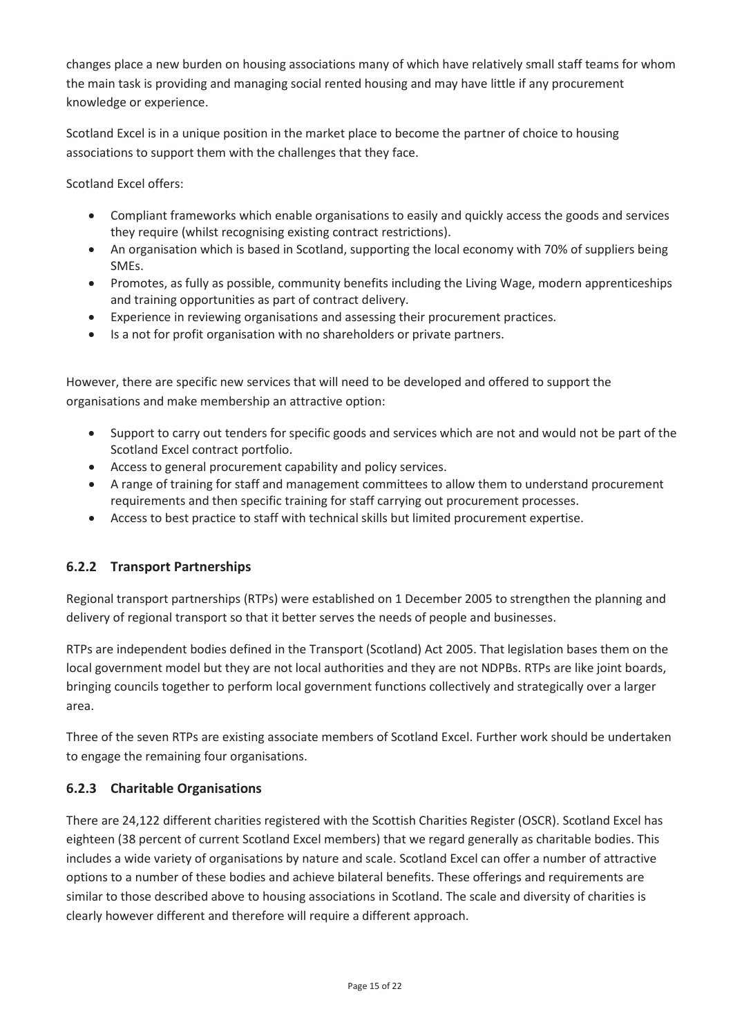changes place a new burden on housing associations many of which have relatively small staff teams for whom the main task is providing and managing social rented housing and may have little if any procurement knowledge or experience.

Scotland Excel is in a unique position in the market place to become the partner of choice to housing associations to support them with the challenges that they face.

Scotland Excel offers:

- Compliant frameworks which enable organisations to easily and quickly access the goods and services they require (whilst recognising existing contract restrictions).
- An organisation which is based in Scotland, supporting the local economy with 70% of suppliers being SMEs.
- Promotes, as fully as possible, community benefits including the Living Wage, modern apprenticeships and training opportunities as part of contract delivery.
- Experience in reviewing organisations and assessing their procurement practices.
- Is a not for profit organisation with no shareholders or private partners.

However, there are specific new services that will need to be developed and offered to support the organisations and make membership an attractive option:

- Support to carry out tenders for specific goods and services which are not and would not be part of the Scotland Excel contract portfolio.
- Access to general procurement capability and policy services.
- A range of training for staff and management committees to allow them to understand procurement requirements and then specific training for staff carrying out procurement processes.
- Access to best practice to staff with technical skills but limited procurement expertise.

### 6.2.2 Transport Partnerships

Regional transport partnerships (RTPs) were established on 1 December 2005 to strengthen the planning and delivery of regional transport so that it better serves the needs of people and businesses.

RTPs are independent bodies defined in the Transport (Scotland) Act 2005. That legislation bases them on the local government model but they are not local authorities and they are not NDPBs. RTPs are like joint boards, bringing councils together to perform local government functions collectively and strategically over a larger area.

Three of the seven RTPs are existing associate members of Scotland Excel. Further work should be undertaken to engage the remaining four organisations.

### 6.2.3 Charitable Organisations

There are 24,122 different charities registered with the Scottish Charities Register (OSCR). Scotland Excel has eighteen (38 percent of current Scotland Excel members) that we regard generally as charitable bodies. This includes a wide variety of organisations by nature and scale. Scotland Excel can offer a number of attractive options to a number of these bodies and achieve bilateral benefits. These offerings and requirements are similar to those described above to housing associations in Scotland. The scale and diversity of charities is clearly however different and therefore will require a different approach.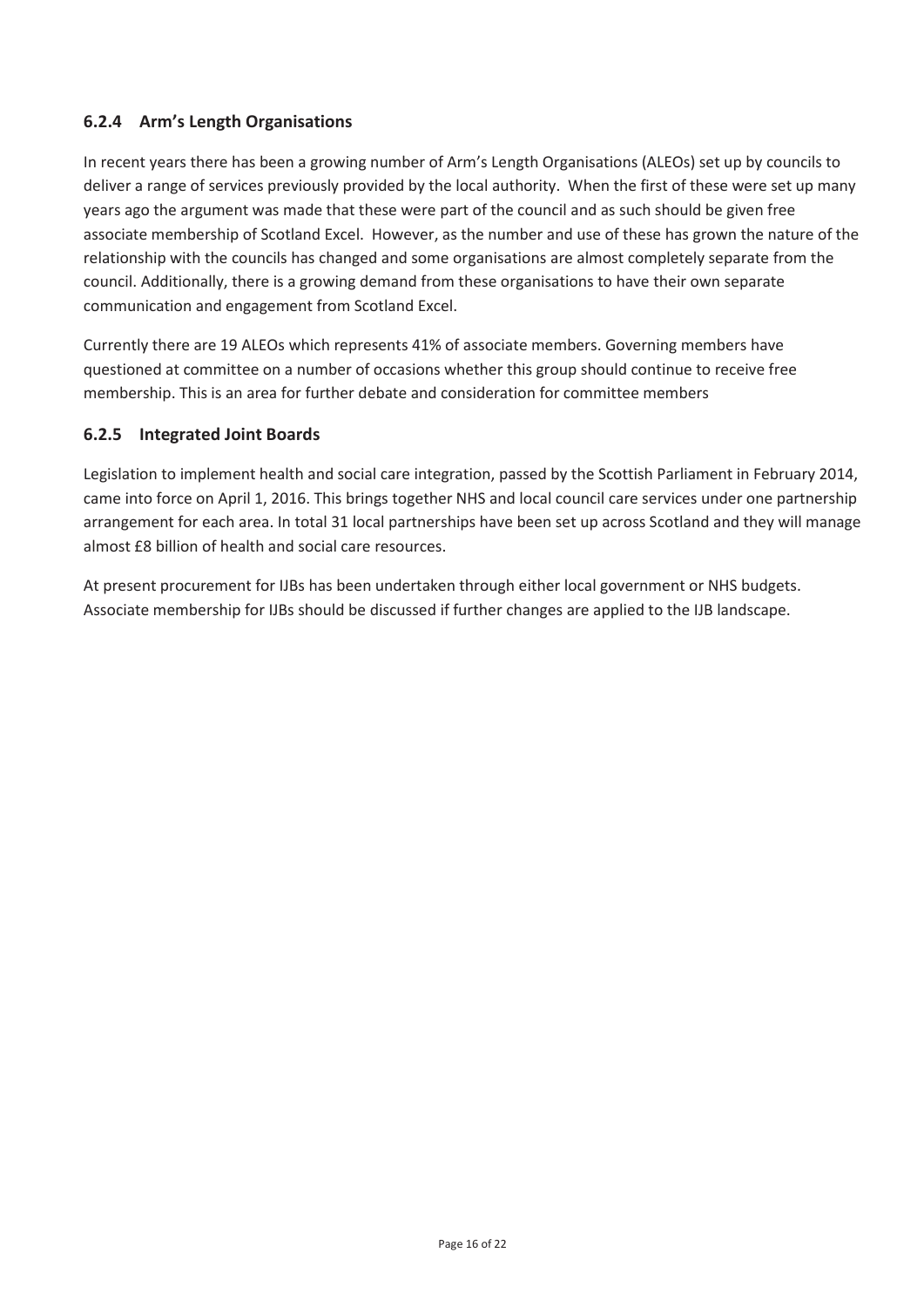### 6.2.4 Arm's Length Organisations

In recent years there has been a growing number of Arm's Length Organisations (ALEOs) set up by councils to deliver a range of services previously provided by the local authority. When the first of these were set up many years ago the argument was made that these were part of the council and as such should be given free associate membership of Scotland Excel. However, as the number and use of these has grown the nature of the relationship with the councils has changed and some organisations are almost completely separate from the council. Additionally, there is a growing demand from these organisations to have their own separate communication and engagement from Scotland Excel.

Currently there are 19 ALEOs which represents 41% of associate members. Governing members have questioned at committee on a number of occasions whether this group should continue to receive free membership. This is an area for further debate and consideration for committee members

### 6.2.5 Integrated Joint Boards

Legislation to implement health and social care integration, passed by the Scottish Parliament in February 2014, came into force on April 1, 2016. This brings together NHS and local council care services under one partnership arrangement for each area. In total 31 local partnerships have been set up across Scotland and they will manage almost £8 billion of health and social care resources.

At present procurement for IJBs has been undertaken through either local government or NHS budgets. Associate membership for IJBs should be discussed if further changes are applied to the IJB landscape.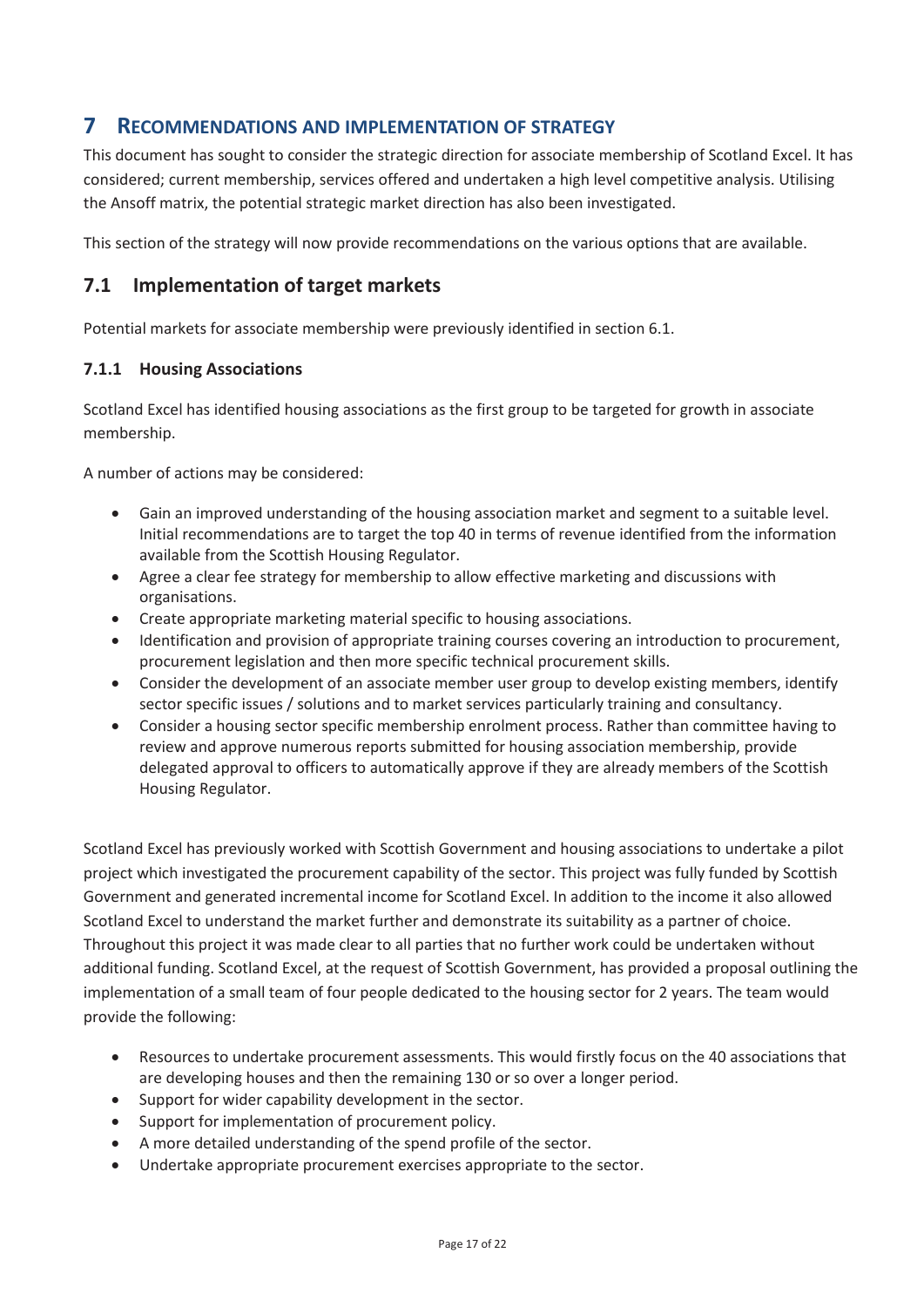# 7 RECOMMENDATIONS AND IMPLEMENTATION OF STRATEGY

This document has sought to consider the strategic direction for associate membership of Scotland Excel. It has considered; current membership, services offered and undertaken a high level competitive analysis. Utilising the Ansoff matrix, the potential strategic market direction has also been investigated.

This section of the strategy will now provide recommendations on the various options that are available.

## 7.1 Implementation of target markets

Potential markets for associate membership were previously identified in section 6.1.

### 7.1.1 Housing Associations

Scotland Excel has identified housing associations as the first group to be targeted for growth in associate membership.

A number of actions may be considered:

- Gain an improved understanding of the housing association market and segment to a suitable level. Initial recommendations are to target the top 40 in terms of revenue identified from the information available from the Scottish Housing Regulator.
- Agree a clear fee strategy for membership to allow effective marketing and discussions with organisations.
- Create appropriate marketing material specific to housing associations.
- Identification and provision of appropriate training courses covering an introduction to procurement, procurement legislation and then more specific technical procurement skills.
- Consider the development of an associate member user group to develop existing members, identify sector specific issues / solutions and to market services particularly training and consultancy.
- Consider a housing sector specific membership enrolment process. Rather than committee having to review and approve numerous reports submitted for housing association membership, provide delegated approval to officers to automatically approve if they are already members of the Scottish Housing Regulator.

Scotland Excel has previously worked with Scottish Government and housing associations to undertake a pilot project which investigated the procurement capability of the sector. This project was fully funded by Scottish Government and generated incremental income for Scotland Excel. In addition to the income it also allowed Scotland Excel to understand the market further and demonstrate its suitability as a partner of choice. Throughout this project it was made clear to all parties that no further work could be undertaken without additional funding. Scotland Excel, at the request of Scottish Government, has provided a proposal outlining the implementation of a small team of four people dedicated to the housing sector for 2 years. The team would provide the following:

- Resources to undertake procurement assessments. This would firstly focus on the 40 associations that are developing houses and then the remaining 130 or so over a longer period.
- Support for wider capability development in the sector.
- Support for implementation of procurement policy.
- A more detailed understanding of the spend profile of the sector.
- Undertake appropriate procurement exercises appropriate to the sector.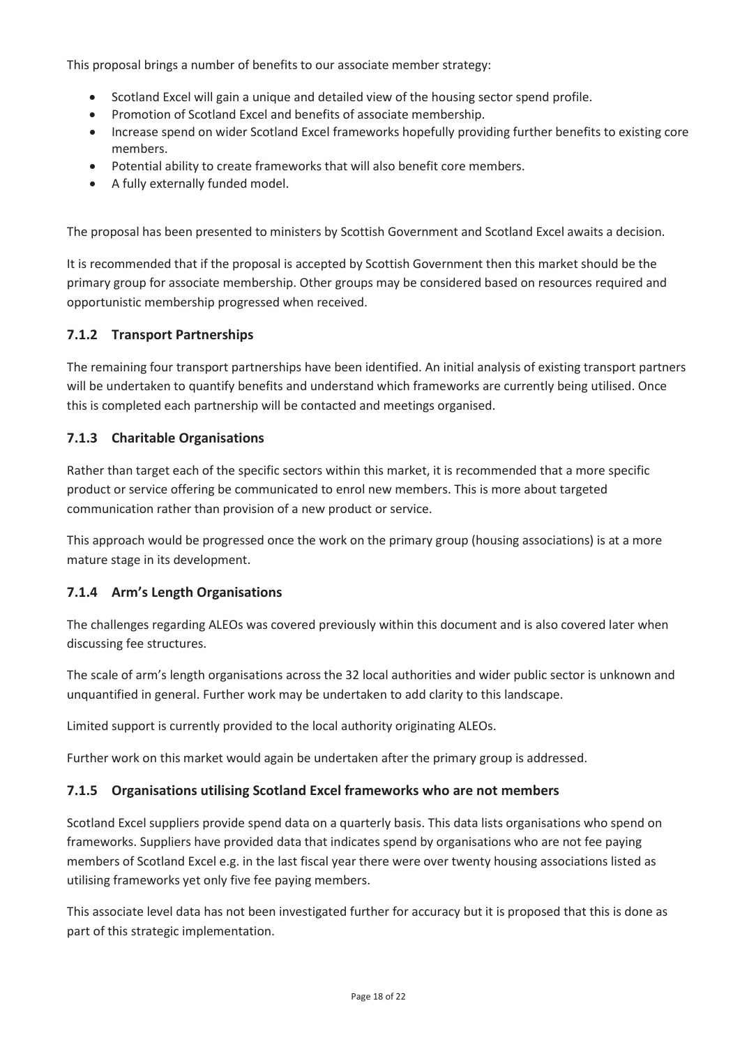This proposal brings a number of benefits to our associate member strategy:

- Scotland Excel will gain a unique and detailed view of the housing sector spend profile.
- Promotion of Scotland Excel and benefits of associate membership.
- Increase spend on wider Scotland Excel frameworks hopefully providing further benefits to existing core members.
- Potential ability to create frameworks that will also benefit core members.
- A fully externally funded model.

The proposal has been presented to ministers by Scottish Government and Scotland Excel awaits a decision.

It is recommended that if the proposal is accepted by Scottish Government then this market should be the primary group for associate membership. Other groups may be considered based on resources required and opportunistic membership progressed when received.

### 7.1.2 Transport Partnerships

The remaining four transport partnerships have been identified. An initial analysis of existing transport partners will be undertaken to quantify benefits and understand which frameworks are currently being utilised. Once this is completed each partnership will be contacted and meetings organised.

### 7.1.3 Charitable Organisations

Rather than target each of the specific sectors within this market, it is recommended that a more specific product or service offering be communicated to enrol new members. This is more about targeted communication rather than provision of a new product or service.

This approach would be progressed once the work on the primary group (housing associations) is at a more mature stage in its development.

### 7.1.4 Arm's Length Organisations

The challenges regarding ALEOs was covered previously within this document and is also covered later when discussing fee structures.

The scale of arm's length organisations across the 32 local authorities and wider public sector is unknown and unquantified in general. Further work may be undertaken to add clarity to this landscape.

Limited support is currently provided to the local authority originating ALEOs.

Further work on this market would again be undertaken after the primary group is addressed.

### 7.1.5 Organisations utilising Scotland Excel frameworks who are not members

Scotland Excel suppliers provide spend data on a quarterly basis. This data lists organisations who spend on frameworks. Suppliers have provided data that indicates spend by organisations who are not fee paying members of Scotland Excel e.g. in the last fiscal year there were over twenty housing associations listed as utilising frameworks yet only five fee paying members.

This associate level data has not been investigated further for accuracy but it is proposed that this is done as part of this strategic implementation.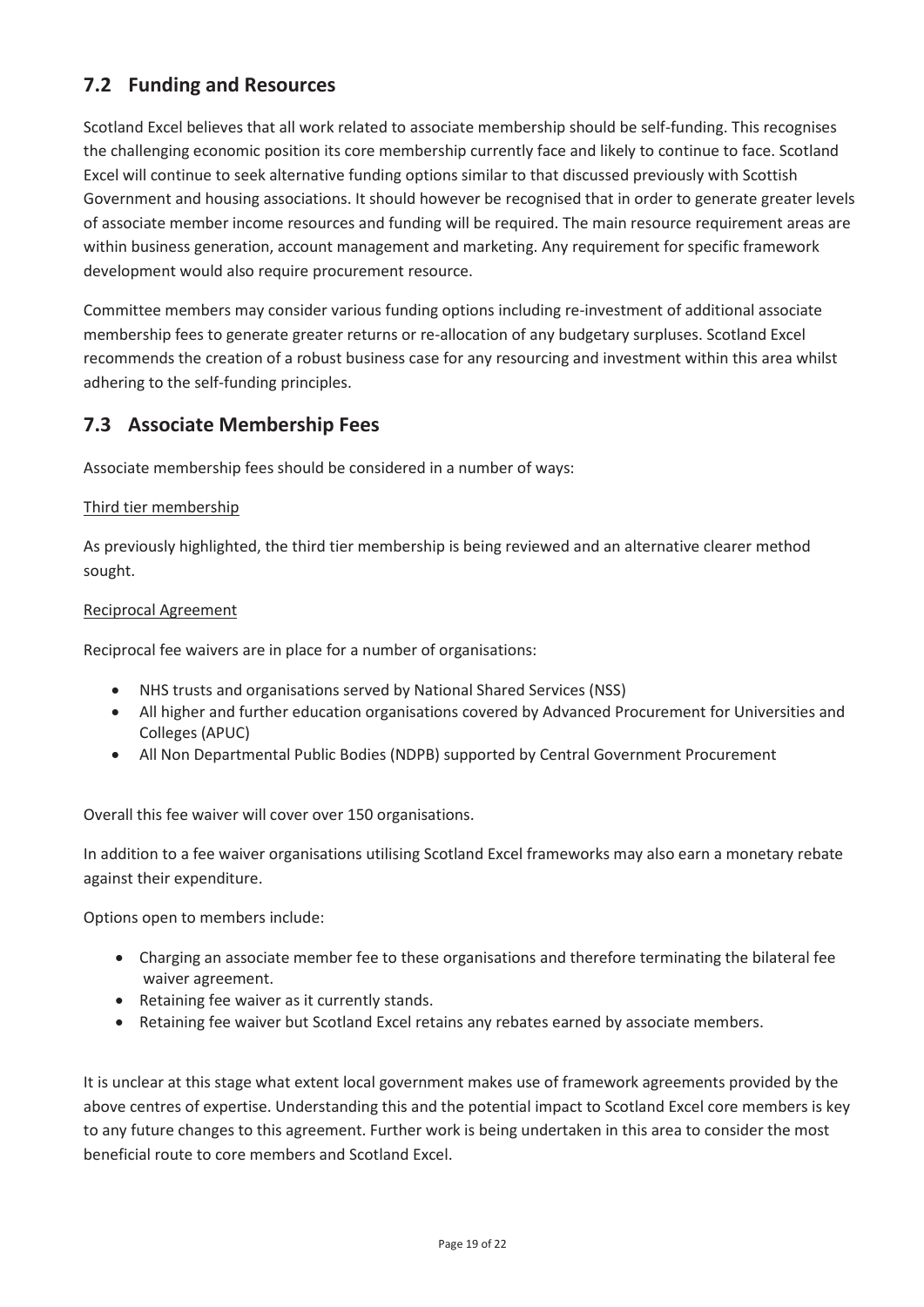## 7.2 Funding and Resources

Scotland Excel believes that all work related to associate membership should be self-funding. This recognises the challenging economic position its core membership currently face and likely to continue to face. Scotland Excel will continue to seek alternative funding options similar to that discussed previously with Scottish Government and housing associations. It should however be recognised that in order to generate greater levels of associate member income resources and funding will be required. The main resource requirement areas are within business generation, account management and marketing. Any requirement for specific framework development would also require procurement resource.

Committee members may consider various funding options including re-investment of additional associate membership fees to generate greater returns or re-allocation of any budgetary surpluses. Scotland Excel recommends the creation of a robust business case for any resourcing and investment within this area whilst adhering to the self-funding principles.

## 7.3 Associate Membership Fees

Associate membership fees should be considered in a number of ways:

Third tier membership

As previously highlighted, the third tier membership is being reviewed and an alternative clearer method sought.

Reciprocal Agreement

Reciprocal fee waivers are in place for a number of organisations:

- NHS trusts and organisations served by National Shared Services (NSS)
- All higher and further education organisations covered by Advanced Procurement for Universities and Colleges (APUC)
- All Non Departmental Public Bodies (NDPB) supported by Central Government Procurement

Overall this fee waiver will cover over 150 organisations.

In addition to a fee waiver organisations utilising Scotland Excel frameworks may also earn a monetary rebate against their expenditure.

Options open to members include:

- Charging an associate member fee to these organisations and therefore terminating the bilateral fee waiver agreement.
- Retaining fee waiver as it currently stands.
- Retaining fee waiver but Scotland Excel retains any rebates earned by associate members.

It is unclear at this stage what extent local government makes use of framework agreements provided by the above centres of expertise. Understanding this and the potential impact to Scotland Excel core members is key to any future changes to this agreement. Further work is being undertaken in this area to consider the most beneficial route to core members and Scotland Excel.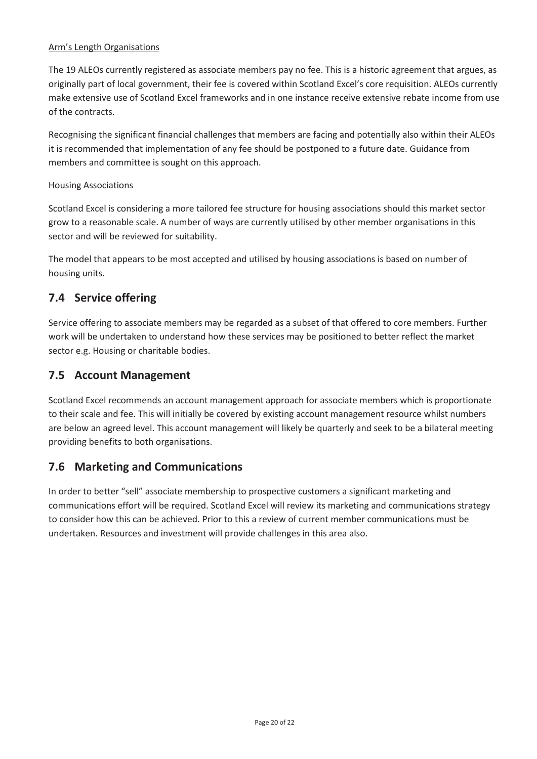Arm's Length Organisations

The 19 ALEOs currently registered as associate members pay no fee. This is a historic agreement that argues, as originally part of local government, their fee is covered within Scotland Excel's core requisition. ALEOs currently make extensive use of Scotland Excel frameworks and in one instance receive extensive rebate income from use of the contracts.

Recognising the significant financial challenges that members are facing and potentially also within their ALEOs it is recommended that implementation of any fee should be postponed to a future date. Guidance from members and committee is sought on this approach.

Housing Associations

Scotland Excel is considering a more tailored fee structure for housing associations should this market sector grow to a reasonable scale. A number of ways are currently utilised by other member organisations in this sector and will be reviewed for suitability.

The model that appears to be most accepted and utilised by housing associations is based on number of housing units.

## 7.4 Service offering

Service offering to associate members may be regarded as a subset of that offered to core members. Further work will be undertaken to understand how these services may be positioned to better reflect the market sector e.g. Housing or charitable bodies.

## 7.5 Account Management

Scotland Excel recommends an account management approach for associate members which is proportionate to their scale and fee. This will initially be covered by existing account management resource whilst numbers are below an agreed level. This account management will likely be quarterly and seek to be a bilateral meeting providing benefits to both organisations.

## 7.6 Marketing and Communications

In order to better "sell" associate membership to prospective customers a significant marketing and communications effort will be required. Scotland Excel will review its marketing and communications strategy to consider how this can be achieved. Prior to this a review of current member communications must be undertaken. Resources and investment will provide challenges in this area also.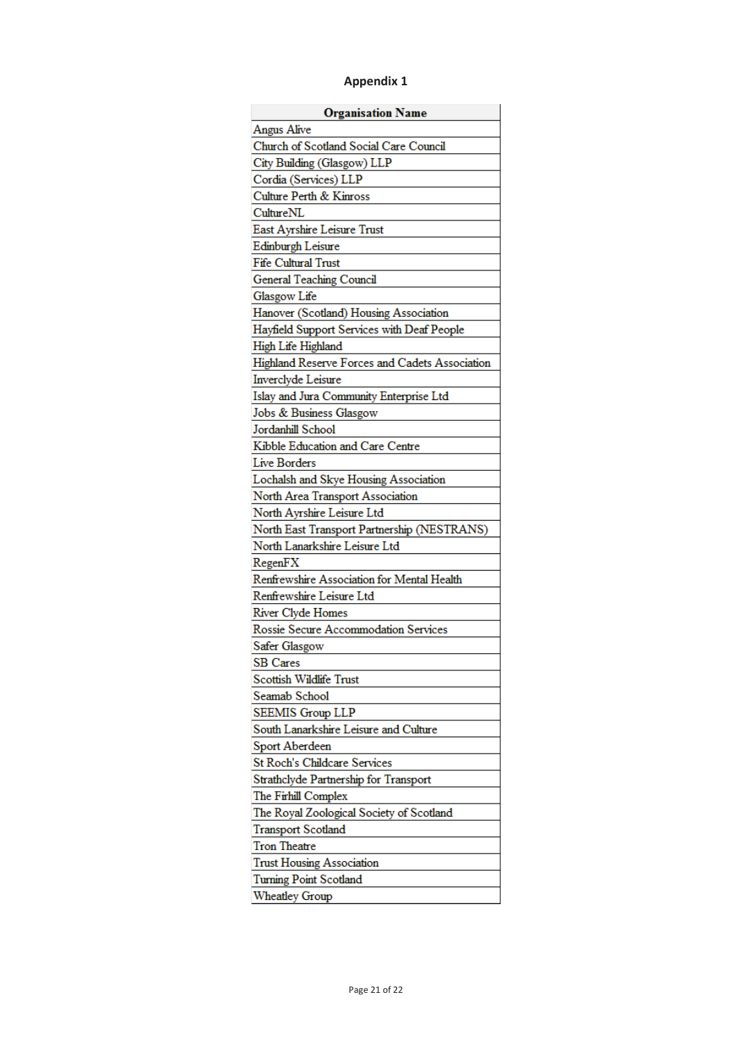## Appendix 1

| Organisation Name |
|---|
| Angus Alive |
| Church of Scotland Social Care Council |
| City Building (Glasgow) LLP |
| Cordia (Services) LLP |
| Culture Perth & Kinross |
| CultureNL |
| East Ayrshire Leisure Trust |
| Edinburgh Leisure |
| Fife Cultural Trust |
| General Teaching Council |
| Glasgow Life |
| Hanover (Scotland) Housing Association |
| Hayfield Support Services with Deaf People |
| High Life Highland |
| Highland Reserve Forces and Cadets Association |
| Inverclyde Leisure |
| Islay and Jura Community Enterprise Ltd |
| Jobs & Business Glasgow |
| Jordanhill School |
| Kibble Education and Care Centre |
| Live Borders |
| Lochalsh and Skye Housing Association |
| North Area Transport Association |
| North Ayrshire Leisure Ltd |
| North East Transport Partnership (NESTRANS) |
| North Lanarkshire Leisure Ltd |
| RegenFX |
| Renfrewshire Association for Mental Health |
| Renfrewshire Leisure Ltd |
| River Clyde Homes |
| Rossie Secure Accommodation Services |
| Safer Glasgow |
| SB Cares |
| Scottish Wildlife Trust |
| Seamab School |
| SEEMIS Group LLP |
| South Lanarkshire Leisure and Culture |
| Sport Aberdeen |
| St Roch's Childcare Services |
| Strathclyde Partnership for Transport |
| The Firhill Complex |
| The Royal Zoological Society of Scotland |
| Transport Scotland |
| Tron Theatre |
| Trust Housing Association |
| Turning Point Scotland |
| Wheatley Group |